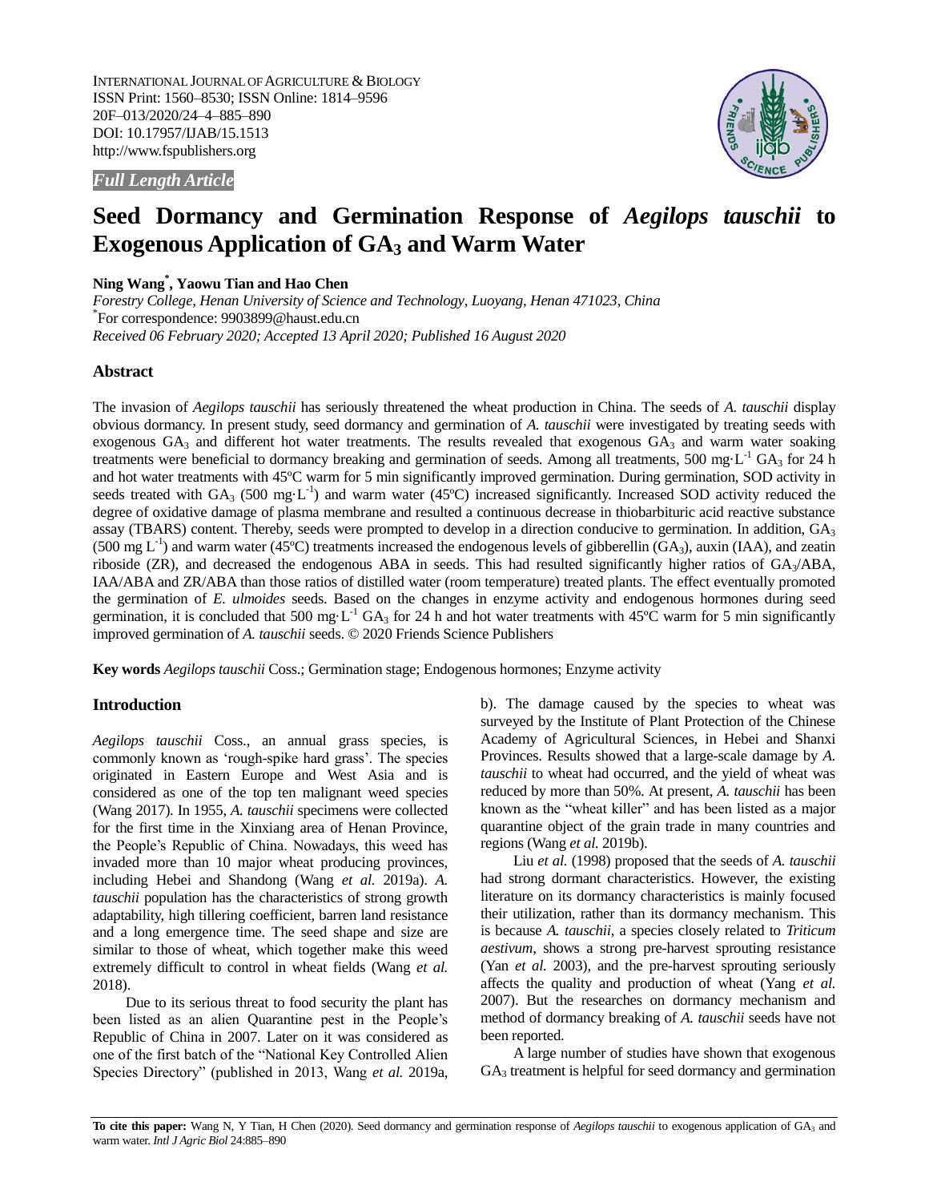INTERNATIONAL JOURNAL OF AGRICULTURE & BIOLOGY
ISSN Print: 1560–8530; ISSN Online: 1814–9596
20F–013/2020/24–4–885–890
DOI: 10.17957/IJAB/15.1513
http://www.fspublishers.org

*Full Length Article*

# Seed Dormancy and Germination Response of *Aegilops tauschii* to Exogenous Application of $GA_3$ and Warm Water

**Ning Wang*, Yaowu Tian and Hao Chen**

*Forestry College, Henan University of Science and Technology, Luoyang, Henan 471023, China*
*For correspondence: 9903899@haust.edu.cn
*Received 06 February 2020; Accepted 13 April 2020; Published 16 August 2020*

## Abstract

The invasion of *Aegilops tauschii* has seriously threatened the wheat production in China. The seeds of *A. tauschii* display obvious dormancy. In present study, seed dormancy and germination of *A. tauschii* were investigated by treating seeds with exogenous $GA_3$ and different hot water treatments. The results revealed that exogenous $GA_3$ and warm water soaking treatments were beneficial to dormancy breaking and germination of seeds. Among all treatments, 500 $mg \cdot L^{-1}$ $GA_3$ for 24 h and hot water treatments with 45ºC warm for 5 min significantly improved germination. During germination, SOD activity in seeds treated with $GA_3$ (500 $mg \cdot L^{-1}$) and warm water (45ºC) increased significantly. Increased SOD activity reduced the degree of oxidative damage of plasma membrane and resulted a continuous decrease in thiobarbituric acid reactive substance assay (TBARS) content. Thereby, seeds were prompted to develop in a direction conducive to germination. In addition, $GA_3$ (500 mg $L^{-1}$) and warm water (45ºC) treatments increased the endogenous levels of gibberellin ($GA_3$), auxin (IAA), and zeatin riboside (ZR), and decreased the endogenous ABA in seeds. This had resulted significantly higher ratios of $GA_3$/ABA, IAA/ABA and ZR/ABA than those ratios of distilled water (room temperature) treated plants. The effect eventually promoted the germination of *E. ulmoides* seeds. Based on the changes in enzyme activity and endogenous hormones during seed germination, it is concluded that 500 $mg \cdot L^{-1}$ $GA_3$ for 24 h and hot water treatments with 45ºC warm for 5 min significantly improved germination of *A. tauschii* seeds. © 2020 Friends Science Publishers

**Key words** *Aegilops tauschii* Coss.; Germination stage; Endogenous hormones; Enzyme activity

## Introduction

*Aegilops tauschii* Coss., an annual grass species, is commonly known as 'rough-spike hard grass'. The species originated in Eastern Europe and West Asia and is considered as one of the top ten malignant weed species (Wang 2017). In 1955, *A. tauschii* specimens were collected for the first time in the Xinxiang area of Henan Province, the People's Republic of China. Nowadays, this weed has invaded more than 10 major wheat producing provinces, including Hebei and Shandong (Wang *et al.* 2019a). *A. tauschii* population has the characteristics of strong growth adaptability, high tillering coefficient, barren land resistance and a long emergence time. The seed shape and size are similar to those of wheat, which together make this weed extremely difficult to control in wheat fields (Wang *et al.* 2018).

Due to its serious threat to food security the plant has been listed as an alien Quarantine pest in the People's Republic of China in 2007. Later on it was considered as one of the first batch of the "National Key Controlled Alien Species Directory" (published in 2013, Wang *et al.* 2019a, b). The damage caused by the species to wheat was surveyed by the Institute of Plant Protection of the Chinese Academy of Agricultural Sciences, in Hebei and Shanxi Provinces. Results showed that a large-scale damage by *A. tauschii* to wheat had occurred, and the yield of wheat was reduced by more than 50%. At present, *A. tauschii* has been known as the "wheat killer" and has been listed as a major quarantine object of the grain trade in many countries and regions (Wang *et al.* 2019b).

Liu *et al.* (1998) proposed that the seeds of *A. tauschii* had strong dormant characteristics. However, the existing literature on its dormancy characteristics is mainly focused their utilization, rather than its dormancy mechanism. This is because *A. tauschii*, a species closely related to *Triticum aestivum*, shows a strong pre-harvest sprouting resistance (Yan *et al.* 2003), and the pre-harvest sprouting seriously affects the quality and production of wheat (Yang *et al.* 2007). But the researches on dormancy mechanism and method of dormancy breaking of *A. tauschii* seeds have not been reported.

A large number of studies have shown that exogenous $GA_3$ treatment is helpful for seed dormancy and germination

**To cite this paper:** Wang N, Y Tian, H Chen (2020). Seed dormancy and germination response of *Aegilops tauschii* to exogenous application of $GA_3$ and warm water. *Intl J Agric Biol* 24:885–890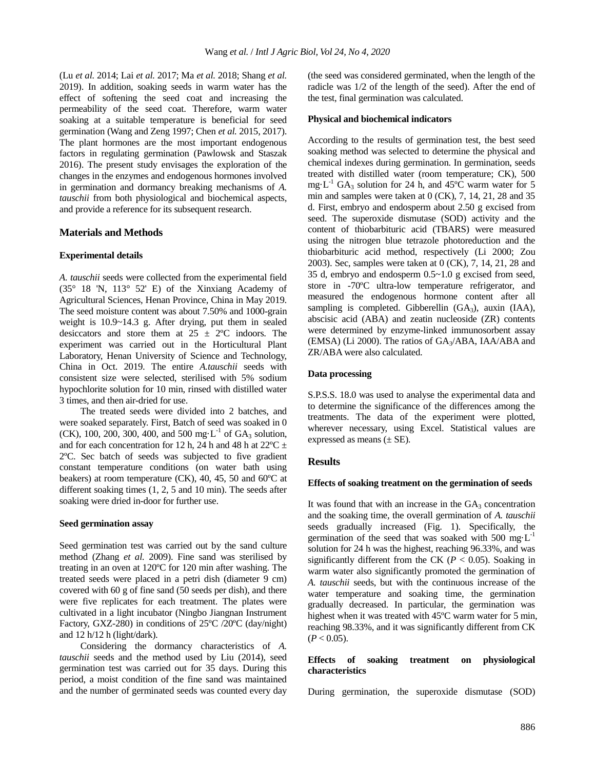(Lu *et al.* 2014; Lai *et al.* 2017; Ma *et al.* 2018; Shang *et al.* 2019). In addition, soaking seeds in warm water has the effect of softening the seed coat and increasing the permeability of the seed coat. Therefore, warm water soaking at a suitable temperature is beneficial for seed germination (Wang and Zeng 1997; Chen *et al.* 2015, 2017). The plant hormones are the most important endogenous factors in regulating germination (Pawlowsk and Staszak 2016). The present study envisages the exploration of the changes in the enzymes and endogenous hormones involved in germination and dormancy breaking mechanisms of *A. tauschii* from both physiological and biochemical aspects, and provide a reference for its subsequent research.

## Materials and Methods

### Experimental details

*A. tauschii* seeds were collected from the experimental field (35° 18 'N, 113° 52' E) of the Xinxiang Academy of Agricultural Sciences, Henan Province, China in May 2019. The seed moisture content was about 7.50% and 1000-grain weight is 10.9~14.3 g. After drying, put them in sealed desiccators and store them at 25 ± 2ºC indoors. The experiment was carried out in the Horticultural Plant Laboratory, Henan University of Science and Technology, China in Oct. 2019. The entire *A.tauschii* seeds with consistent size were selected, sterilised with 5% sodium hypochlorite solution for 10 min, rinsed with distilled water 3 times, and then air-dried for use.

The treated seeds were divided into 2 batches, and were soaked separately. First, Batch of seed was soaked in 0 (CK), 100, 200, 300, 400, and 500 mg·$L^{-1}$ of $GA_3$ solution, and for each concentration for 12 h, 24 h and 48 h at 22ºC ± 2ºC. Sec batch of seeds was subjected to five gradient constant temperature conditions (on water bath using beakers) at room temperature (CK), 40, 45, 50 and 60ºC at different soaking times (1, 2, 5 and 10 min). The seeds after soaking were dried in-door for further use.

### Seed germination assay

Seed germination test was carried out by the sand culture method (Zhang *et al.* 2009). Fine sand was sterilised by treating in an oven at 120ºC for 120 min after washing. The treated seeds were placed in a petri dish (diameter 9 cm) covered with 60 g of fine sand (50 seeds per dish), and there were five replicates for each treatment. The plates were cultivated in a light incubator (Ningbo Jiangnan Instrument Factory, GXZ-280) in conditions of 25ºC /20ºC (day/night) and 12 h/12 h (light/dark).

Considering the dormancy characteristics of *A. tauschii* seeds and the method used by Liu (2014), seed germination test was carried out for 35 days. During this period, a moist condition of the fine sand was maintained and the number of germinated seeds was counted every day (the seed was considered germinated, when the length of the radicle was 1/2 of the length of the seed). After the end of the test, final germination was calculated.

### Physical and biochemical indicators

According to the results of germination test, the best seed soaking method was selected to determine the physical and chemical indexes during germination. In germination, seeds treated with distilled water (room temperature; CK), 500 mg·$L^{-1}$ $GA_3$ solution for 24 h, and 45ºC warm water for 5 min and samples were taken at 0 (CK), 7, 14, 21, 28 and 35 d. First, embryo and endosperm about 2.50 g excised from seed. The superoxide dismutase (SOD) activity and the content of thiobarbituric acid (TBARS) were measured using the nitrogen blue tetrazole photoreduction and the thiobarbituric acid method, respectively (Li 2000; Zou 2003). Sec, samples were taken at 0 (CK), 7, 14, 21, 28 and 35 d, embryo and endosperm 0.5~1.0 g excised from seed, store in -70ºC ultra-low temperature refrigerator, and measured the endogenous hormone content after all sampling is completed. Gibberellin ($GA_3$), auxin (IAA), abscisic acid (ABA) and zeatin nucleoside (ZR) contents were determined by enzyme-linked immunosorbent assay (EMSA) (Li 2000). The ratios of $GA_3$/ABA, IAA/ABA and ZR/ABA were also calculated.

### Data processing

S.P.S.S. 18.0 was used to analyse the experimental data and to determine the significance of the differences among the treatments. The data of the experiment were plotted, wherever necessary, using Excel. Statistical values are expressed as means (± SE).

## Results

### Effects of soaking treatment on the germination of seeds

It was found that with an increase in the $GA_3$ concentration and the soaking time, the overall germination of *A. tauschii* seeds gradually increased (Fig. 1). Specifically, the germination of the seed that was soaked with 500 mg·$L^{-1}$ solution for 24 h was the highest, reaching 96.33%, and was significantly different from the CK ($P < 0.05$). Soaking in warm water also significantly promoted the germination of *A. tauschii* seeds, but with the continuous increase of the water temperature and soaking time, the germination gradually decreased. In particular, the germination was highest when it was treated with 45ºC warm water for 5 min, reaching 98.33%, and it was significantly different from CK ($P < 0.05$).

### Effects of soaking treatment on physiological characteristics

During germination, the superoxide dismutase (SOD)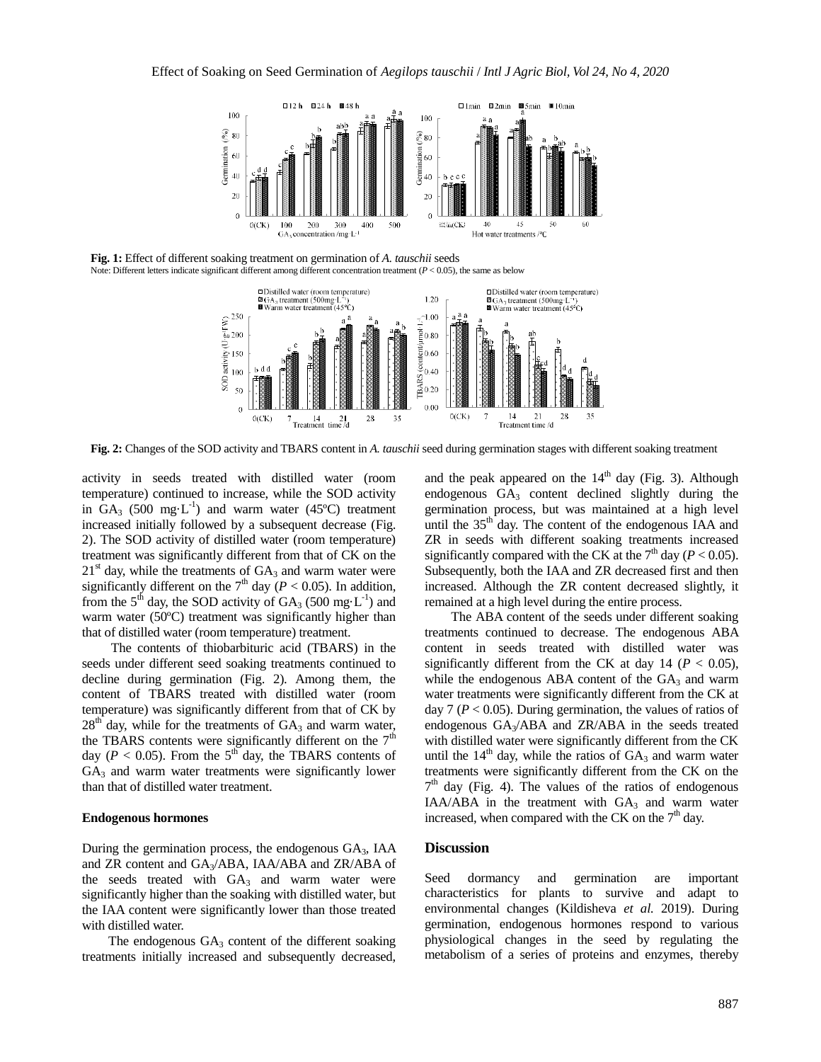**Fig. 1:** Effect of different soaking treatment on germination of *A. tauschii* seeds

Note: Different letters indicate significant different among different concentration treatment ($P < 0.05$), the same as below

**Fig. 2:** Changes of the SOD activity and TBARS content in *A. tauschii* seed during germination stages with different soaking treatment

activity in seeds treated with distilled water (room temperature) continued to increase, while the SOD activity in $GA_3$ (500 mg·L$^{-1}$) and warm water (45ºC) treatment increased initially followed by a subsequent decrease (Fig. 2). The SOD activity of distilled water (room temperature) treatment was significantly different from that of CK on the 21$^{st}$ day, while the treatments of $GA_3$ and warm water were significantly different on the 7$^{th}$ day ($P < 0.05$). In addition, from the 5$^{th}$ day, the SOD activity of $GA_3$ (500 mg·L$^{-1}$) and warm water (50ºC) treatment was significantly higher than that of distilled water (room temperature) treatment.

The contents of thiobarbituric acid (TBARS) in the seeds under different seed soaking treatments continued to decline during germination (Fig. 2). Among them, the content of TBARS treated with distilled water (room temperature) was significantly different from that of CK by 28$^{th}$ day, while for the treatments of $GA_3$ and warm water, the TBARS contents were significantly different on the 7$^{th}$ day ($P < 0.05$). From the 5$^{th}$ day, the TBARS contents of $GA_3$ and warm water treatments were significantly lower than that of distilled water treatment.

#### Endogenous hormones

During the germination process, the endogenous $GA_3$, IAA and ZR content and $GA_3$/ABA, IAA/ABA and ZR/ABA of the seeds treated with $GA_3$ and warm water were significantly higher than the soaking with distilled water, but the IAA content were significantly lower than those treated with distilled water.

The endogenous $GA_3$ content of the different soaking treatments initially increased and subsequently decreased, and the peak appeared on the 14$^{th}$ day (Fig. 3). Although endogenous $GA_3$ content declined slightly during the germination process, but was maintained at a high level until the 35$^{th}$ day. The content of the endogenous IAA and ZR in seeds with different soaking treatments increased significantly compared with the CK at the 7$^{th}$ day ($P < 0.05$). Subsequently, both the IAA and ZR decreased first and then increased. Although the ZR content decreased slightly, it remained at a high level during the entire process.

The ABA content of the seeds under different soaking treatments continued to decrease. The endogenous ABA content in seeds treated with distilled water was significantly different from the CK at day 14 ($P < 0.05$), while the endogenous ABA content of the $GA_3$ and warm water treatments were significantly different from the CK at day 7 ($P < 0.05$). During germination, the values of ratios of endogenous $GA_3$/ABA and ZR/ABA in the seeds treated with distilled water were significantly different from the CK until the 14$^{th}$ day, while the ratios of $GA_3$ and warm water treatments were significantly different from the CK on the 7$^{th}$ day (Fig. 4). The values of the ratios of endogenous IAA/ABA in the treatment with $GA_3$ and warm water increased, when compared with the CK on the 7$^{th}$ day.

## Discussion

Seed dormancy and germination are important characteristics for plants to survive and adapt to environmental changes (Kildisheva *et al.* 2019). During germination, endogenous hormones respond to various physiological changes in the seed by regulating the metabolism of a series of proteins and enzymes, thereby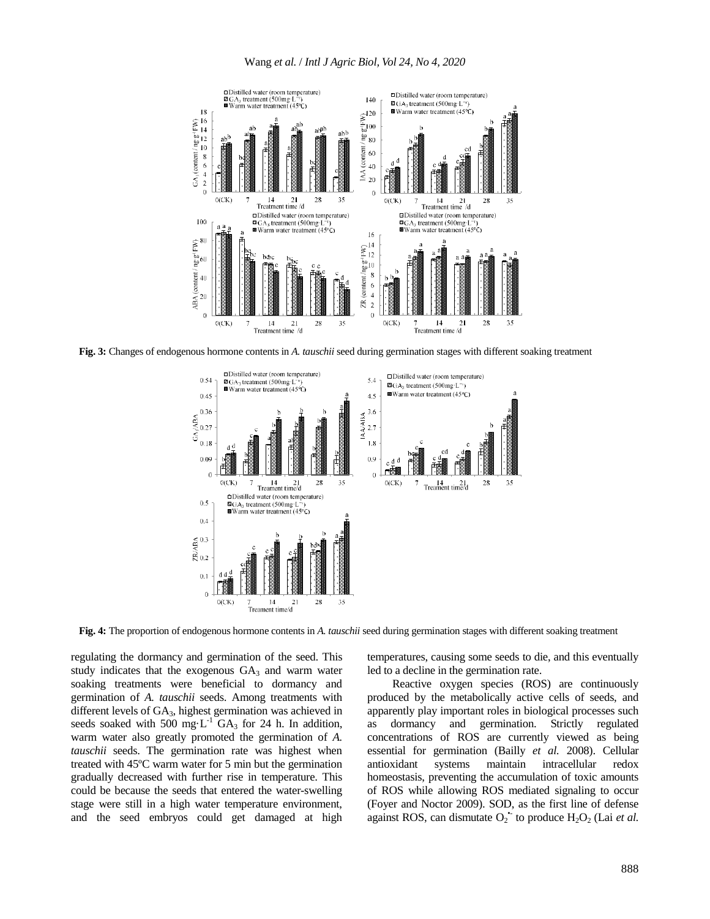**Fig. 3:** Changes of endogenous hormone contents in *A. tauschii* seed during germination stages with different soaking treatment

**Fig. 4:** The proportion of endogenous hormone contents in *A. tauschii* seed during germination stages with different soaking treatment

regulating the dormancy and germination of the seed. This study indicates that the exogenous $GA_3$ and warm water soaking treatments were beneficial to dormancy and germination of *A. tauschii* seeds. Among treatments with different levels of $GA_3$, highest germination was achieved in seeds soaked with 500 $mg \cdot L^{-1}$ $GA_3$ for 24 h. In addition, warm water also greatly promoted the germination of *A. tauschii* seeds. The germination rate was highest when treated with 45ºC warm water for 5 min but the germination gradually decreased with further rise in temperature. This could be because the seeds that entered the water-swelling stage were still in a high water temperature environment, and the seed embryos could get damaged at high temperatures, causing some seeds to die, and this eventually led to a decline in the germination rate.

Reactive oxygen species (ROS) are continuously produced by the metabolically active cells of seeds, and apparently play important roles in biological processes such as dormancy and germination. Strictly regulated concentrations of ROS are currently viewed as being essential for germination (Bailly *et al.* 2008). Cellular antioxidant systems maintain intracellular redox homeostasis, preventing the accumulation of toxic amounts of ROS while allowing ROS mediated signaling to occur (Foyer and Noctor 2009). SOD, as the first line of defense against ROS, can dismutate $O_2^{\bullet -}$ to produce $H_2O_2$ (Lai *et al.*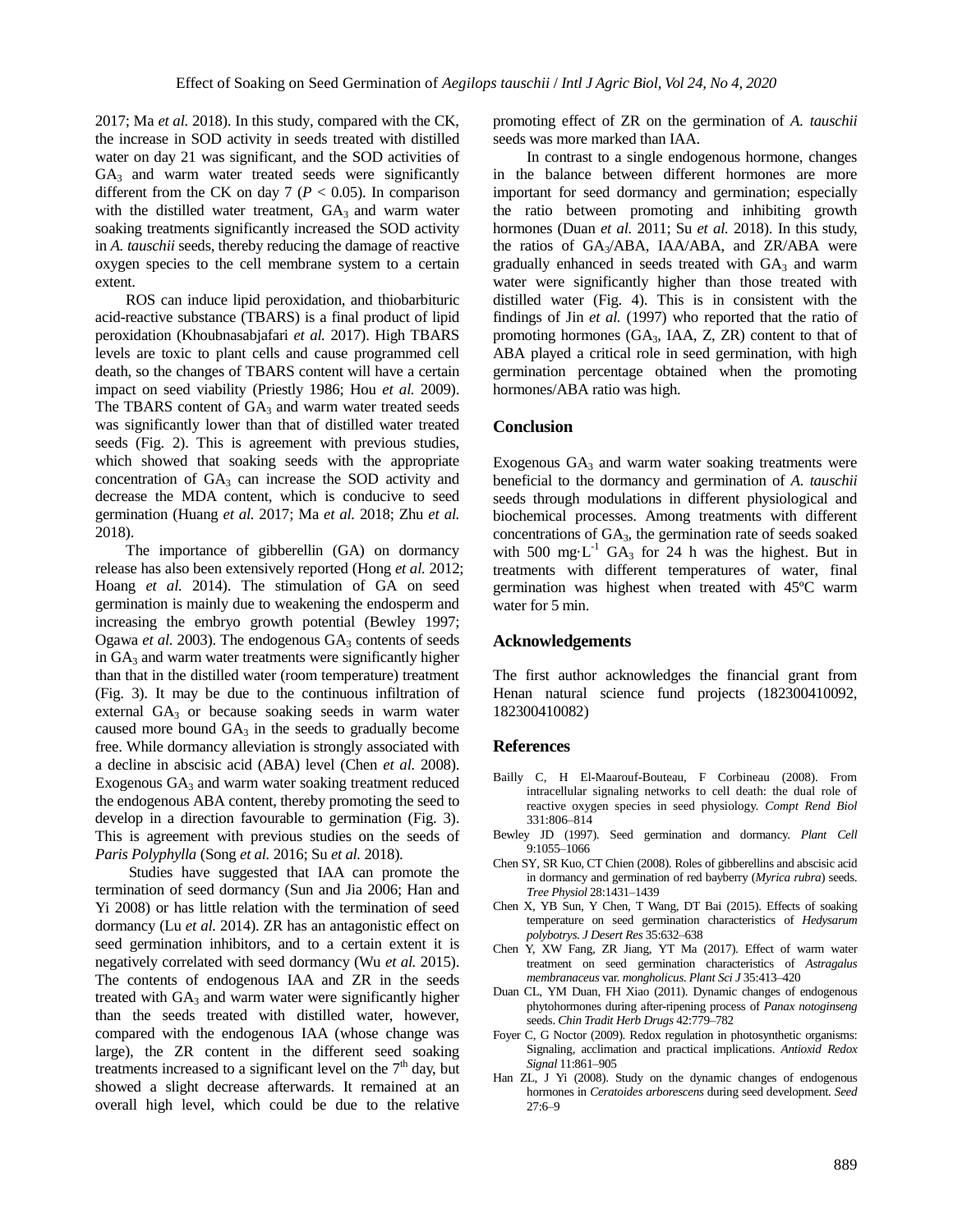2017; Ma *et al.* 2018). In this study, compared with the CK, the increase in SOD activity in seeds treated with distilled water on day 21 was significant, and the SOD activities of $GA_3$ and warm water treated seeds were significantly different from the CK on day 7 ($P < 0.05$). In comparison with the distilled water treatment, $GA_3$ and warm water soaking treatments significantly increased the SOD activity in *A. tauschii* seeds, thereby reducing the damage of reactive oxygen species to the cell membrane system to a certain extent.

ROS can induce lipid peroxidation, and thiobarbituric acid-reactive substance (TBARS) is a final product of lipid peroxidation (Khoubnasabjafari *et al.* 2017). High TBARS levels are toxic to plant cells and cause programmed cell death, so the changes of TBARS content will have a certain impact on seed viability (Priestly 1986; Hou *et al.* 2009). The TBARS content of $GA_3$ and warm water treated seeds was significantly lower than that of distilled water treated seeds (Fig. 2). This is agreement with previous studies, which showed that soaking seeds with the appropriate concentration of $GA_3$ can increase the SOD activity and decrease the MDA content, which is conducive to seed germination (Huang *et al.* 2017; Ma *et al.* 2018; Zhu *et al.* 2018).

The importance of gibberellin (GA) on dormancy release has also been extensively reported (Hong *et al.* 2012; Hoang *et al.* 2014). The stimulation of GA on seed germination is mainly due to weakening the endosperm and increasing the embryo growth potential (Bewley 1997; Ogawa *et al.* 2003). The endogenous $GA_3$ contents of seeds in $GA_3$ and warm water treatments were significantly higher than that in the distilled water (room temperature) treatment (Fig. 3). It may be due to the continuous infiltration of external $GA_3$ or because soaking seeds in warm water caused more bound $GA_3$ in the seeds to gradually become free. While dormancy alleviation is strongly associated with a decline in abscisic acid (ABA) level (Chen *et al.* 2008). Exogenous $GA_3$ and warm water soaking treatment reduced the endogenous ABA content, thereby promoting the seed to develop in a direction favourable to germination (Fig. 3). This is agreement with previous studies on the seeds of *Paris Polyphylla* (Song *et al.* 2016; Su *et al.* 2018).

Studies have suggested that IAA can promote the termination of seed dormancy (Sun and Jia 2006; Han and Yi 2008) or has little relation with the termination of seed dormancy (Lu *et al.* 2014). ZR has an antagonistic effect on seed germination inhibitors, and to a certain extent it is negatively correlated with seed dormancy (Wu *et al.* 2015). The contents of endogenous IAA and ZR in the seeds treated with $GA_3$ and warm water were significantly higher than the seeds treated with distilled water, however, compared with the endogenous IAA (whose change was large), the ZR content in the different seed soaking treatments increased to a significant level on the $7^{th}$ day, but showed a slight decrease afterwards. It remained at an overall high level, which could be due to the relative promoting effect of ZR on the germination of *A. tauschii* seeds was more marked than IAA.

In contrast to a single endogenous hormone, changes in the balance between different hormones are more important for seed dormancy and germination; especially the ratio between promoting and inhibiting growth hormones (Duan *et al.* 2011; Su *et al.* 2018). In this study, the ratios of $GA_3$/ABA, IAA/ABA, and ZR/ABA were gradually enhanced in seeds treated with $GA_3$ and warm water were significantly higher than those treated with distilled water (Fig. 4). This is in consistent with the findings of Jin *et al.* (1997) who reported that the ratio of promoting hormones ($GA_3$, IAA, Z, ZR) content to that of ABA played a critical role in seed germination, with high germination percentage obtained when the promoting hormones/ABA ratio was high.

## Conclusion

Exogenous $GA_3$ and warm water soaking treatments were beneficial to the dormancy and germination of *A. tauschii* seeds through modulations in different physiological and biochemical processes. Among treatments with different concentrations of $GA_3$, the germination rate of seeds soaked with 500 $mg \cdot L^{-1}$ $GA_3$ for 24 h was the highest. But in treatments with different temperatures of water, final germination was highest when treated with 45ºC warm water for 5 min.

## Acknowledgements

The first author acknowledges the financial grant from Henan natural science fund projects (182300410092, 182300410082)

## References

Bailly C, H El-Maarouf-Bouteau, F Corbineau (2008). From intracellular signaling networks to cell death: the dual role of reactive oxygen species in seed physiology. *Compt Rend Biol* 331:806–814

Bewley JD (1997). Seed germination and dormancy. *Plant Cell* 9:1055–1066

Chen SY, SR Kuo, CT Chien (2008). Roles of gibberellins and abscisic acid in dormancy and germination of red bayberry (*Myrica rubra*) seeds. *Tree Physiol* 28:1431–1439

Chen X, YB Sun, Y Chen, T Wang, DT Bai (2015). Effects of soaking temperature on seed germination characteristics of *Hedysarum polybotrys*. *J Desert Res* 35:632–638

Chen Y, XW Fang, ZR Jiang, YT Ma (2017). Effect of warm water treatment on seed germination characteristics of *Astragalus membranaceus* var. *mongholicus*. *Plant Sci J* 35:413–420

Duan CL, YM Duan, FH Xiao (2011). Dynamic changes of endogenous phytohormones during after-ripening process of *Panax notoginseng* seeds. *Chin Tradit Herb Drugs* 42:779–782

Foyer C, G Noctor (2009). Redox regulation in photosynthetic organisms: Signaling, acclimation and practical implications. *Antioxid Redox Signal* 11:861–905

Han ZL, J Yi (2008). Study on the dynamic changes of endogenous hormones in *Ceratoides arborescens* during seed development. *Seed* 27:6–9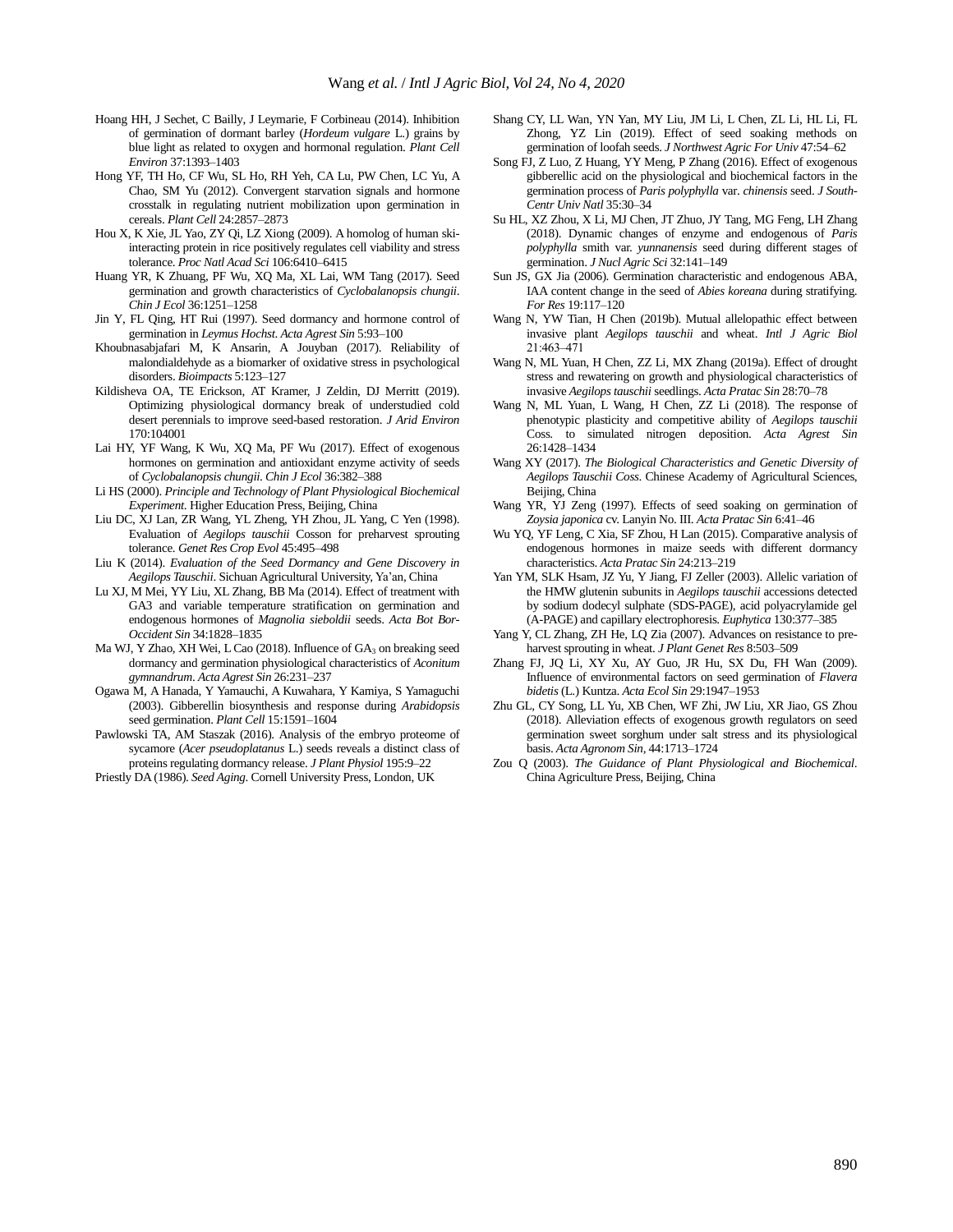Hoang HH, J Sechet, C Bailly, J Leymarie, F Corbineau (2014). Inhibition of germination of dormant barley (*Hordeum vulgare* L.) grains by blue light as related to oxygen and hormonal regulation. *Plant Cell Environ* 37:1393–1403

Hong YF, TH Ho, CF Wu, SL Ho, RH Yeh, CA Lu, PW Chen, LC Yu, A Chao, SM Yu (2012). Convergent starvation signals and hormone crosstalk in regulating nutrient mobilization upon germination in cereals. *Plant Cell* 24:2857–2873

Hou X, K Xie, JL Yao, ZY Qi, LZ Xiong (2009). A homolog of human ski-interacting protein in rice positively regulates cell viability and stress tolerance. *Proc Natl Acad Sci* 106:6410–6415

Huang YR, K Zhuang, PF Wu, XQ Ma, XL Lai, WM Tang (2017). Seed germination and growth characteristics of *Cyclobalanopsis chungii*. *Chin J Ecol* 36:1251–1258

Jin Y, FL Qing, HT Rui (1997). Seed dormancy and hormone control of germination in *Leymus Hochst*. *Acta Agrest Sin* 5:93–100

Khoubnasabjafari M, K Ansarin, A Jouyban (2017). Reliability of malondialdehyde as a biomarker of oxidative stress in psychological disorders. *Bioimpacts* 5:123–127

Kildisheva OA, TE Erickson, AT Kramer, J Zeldin, DJ Merritt (2019). Optimizing physiological dormancy break of understudied cold desert perennials to improve seed-based restoration. *J Arid Environ* 170:104001

Lai HY, YF Wang, K Wu, XQ Ma, PF Wu (2017). Effect of exogenous hormones on germination and antioxidant enzyme activity of seeds of *Cyclobalanopsis chungii*. *Chin J Ecol* 36:382–388

Li HS (2000). *Principle and Technology of Plant Physiological Biochemical Experiment*. Higher Education Press, Beijing, China

Liu DC, XJ Lan, ZR Wang, YL Zheng, YH Zhou, JL Yang, C Yen (1998). Evaluation of *Aegilops tauschii* Cosson for preharvest sprouting tolerance. *Genet Res Crop Evol* 45:495–498

Liu K (2014). *Evaluation of the Seed Dormancy and Gene Discovery in Aegilops Tauschii*. Sichuan Agricultural University, Ya'an, China

Lu XJ, M Mei, YY Liu, XL Zhang, BB Ma (2014). Effect of treatment with GA3 and variable temperature stratification on germination and endogenous hormones of *Magnolia sieboldii* seeds. *Acta Bot Bor-Occident Sin* 34:1828–1835

Ma WJ, Y Zhao, XH Wei, L Cao (2018). Influence of $GA_3$ on breaking seed dormancy and germination physiological characteristics of *Aconitum gymnandrum*. *Acta Agrest Sin* 26:231–237

Ogawa M, A Hanada, Y Yamauchi, A Kuwahara, Y Kamiya, S Yamaguchi (2003). Gibberellin biosynthesis and response during *Arabidopsis* seed germination. *Plant Cell* 15:1591–1604

Pawlowski TA, AM Staszak (2016). Analysis of the embryo proteome of sycamore (*Acer pseudoplatanus* L.) seeds reveals a distinct class of proteins regulating dormancy release. *J Plant Physiol* 195:9–22

Priestly DA (1986). *Seed Aging*. Cornell University Press, London, UK

Shang CY, LL Wan, YN Yan, MY Liu, JM Li, L Chen, ZL Li, HL Li, FL Zhong, YZ Lin (2019). Effect of seed soaking methods on germination of loofah seeds. *J Northwest Agric For Univ* 47:54–62

Song FJ, Z Luo, Z Huang, YY Meng, P Zhang (2016). Effect of exogenous gibberellic acid on the physiological and biochemical factors in the germination process of *Paris polyphylla* var. *chinensis* seed. *J South-Centr Univ Natl* 35:30–34

Su HL, XZ Zhou, X Li, MJ Chen, JT Zhuo, JY Tang, MG Feng, LH Zhang (2018). Dynamic changes of enzyme and endogenous of *Paris polyphylla* smith var. *yunnanensis* seed during different stages of germination. *J Nucl Agric Sci* 32:141–149

Sun JS, GX Jia (2006). Germination characteristic and endogenous ABA, IAA content change in the seed of *Abies koreana* during stratifying. *For Res* 19:117–120

Wang N, YW Tian, H Chen (2019b). Mutual allelopathic effect between invasive plant *Aegilops tauschii* and wheat. *Intl J Agric Biol* 21:463–471

Wang N, ML Yuan, H Chen, ZZ Li, MX Zhang (2019a). Effect of drought stress and rewatering on growth and physiological characteristics of invasive *Aegilops tauschii* seedlings. *Acta Pratac Sin* 28:70–78

Wang N, ML Yuan, L Wang, H Chen, ZZ Li (2018). The response of phenotypic plasticity and competitive ability of *Aegilops tauschii* Coss. to simulated nitrogen deposition. *Acta Agrest Sin* 26:1428–1434

Wang XY (2017). *The Biological Characteristics and Genetic Diversity of Aegilops Tauschii Coss*. Chinese Academy of Agricultural Sciences, Beijing, China

Wang YR, YJ Zeng (1997). Effects of seed soaking on germination of *Zoysia japonica* cv. Lanyin No. III. *Acta Pratac Sin* 6:41–46

Wu YQ, YF Leng, C Xia, SF Zhou, H Lan (2015). Comparative analysis of endogenous hormones in maize seeds with different dormancy characteristics. *Acta Pratac Sin* 24:213–219

Yan YM, SLK Hsam, JZ Yu, Y Jiang, FJ Zeller (2003). Allelic variation of the HMW glutenin subunits in *Aegilops tauschii* accessions detected by sodium dodecyl sulphate (SDS-PAGE), acid polyacrylamide gel (A-PAGE) and capillary electrophoresis. *Euphytica* 130:377–385

Yang Y, CL Zhang, ZH He, LQ Zia (2007). Advances on resistance to pre-harvest sprouting in wheat. *J Plant Genet Res* 8:503–509

Zhang FJ, JQ Li, XY Xu, AY Guo, JR Hu, SX Du, FH Wan (2009). Influence of environmental factors on seed germination of *Flavera bidetis* (L.) Kuntza. *Acta Ecol Sin* 29:1947–1953

Zhu GL, CY Song, LL Yu, XB Chen, WF Zhi, JW Liu, XR Jiao, GS Zhou (2018). Alleviation effects of exogenous growth regulators on seed germination sweet sorghum under salt stress and its physiological basis. *Acta Agronom Sin*, 44:1713–1724

Zou Q (2003). *The Guidance of Plant Physiological and Biochemical*. China Agriculture Press, Beijing, China